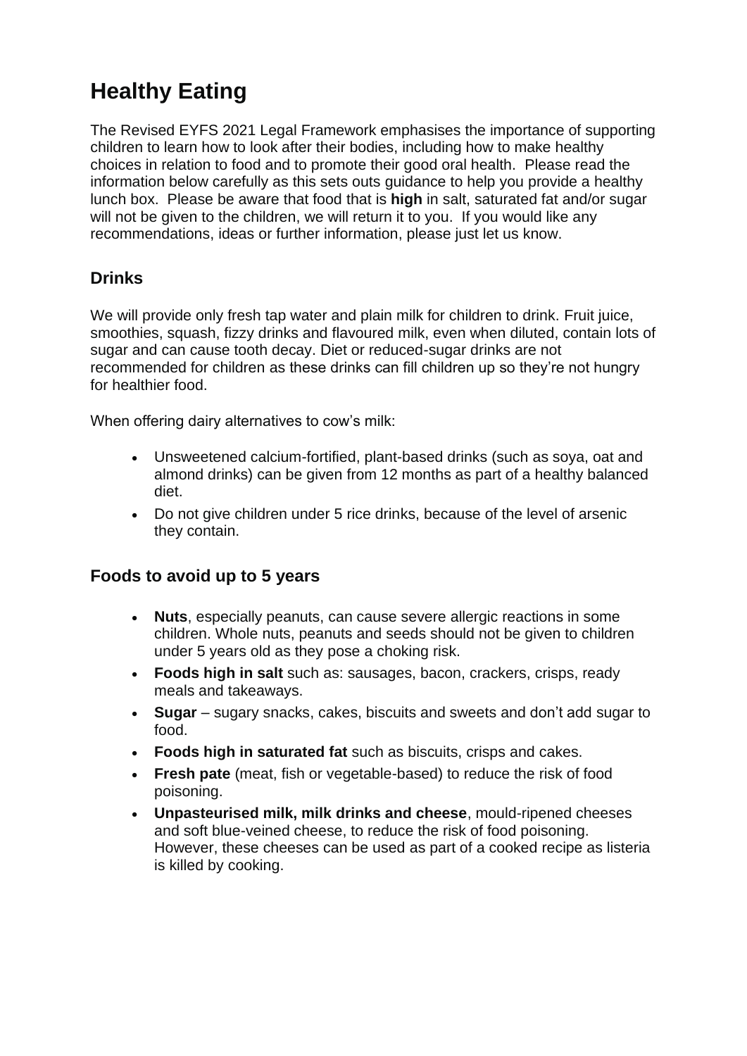# Healthy Eating

The Revised EYFS 2021 Legal Framework emphasises the importance of supporting children to learn how to look after their bodies, including how to make healthy choices in relation to food and to promote their good oral health. Please read the information below carefully as this sets outs guidance to help you provide a healthy lunch box. Please be aware that food that is **high** in salt, saturated fat and/or sugar will not be given to the children, we will return it to you. If you would like any recommendations, ideas or further information, please just let us know.

## Drinks

We will provide only fresh tap water and plain milk for children to drink. Fruit juice, smoothies, squash, fizzy drinks and flavoured milk, even when diluted, contain lots of sugar and can cause tooth decay. Diet or reduced-sugar drinks are not recommended for children as these drinks can fill children up so they're not hungry for healthier food.

When offering dairy alternatives to cow's milk:

- Unsweetened calcium-fortified, plant-based drinks (such as soya, oat and almond drinks) can be given from 12 months as part of a healthy balanced diet.
- Do not give children under 5 rice drinks, because of the level of arsenic they contain.

## Foods to avoid up to 5 years

- **Nuts**, especially peanuts, can cause severe allergic reactions in some children. Whole nuts, peanuts and seeds should not be given to children under 5 years old as they pose a choking risk.
- **Foods high in salt** such as: sausages, bacon, crackers, crisps, ready meals and takeaways.
- **Sugar** – sugary snacks, cakes, biscuits and sweets and don't add sugar to food.
- **Foods high in saturated fat** such as biscuits, crisps and cakes.
- **Fresh pate** (meat, fish or vegetable-based) to reduce the risk of food poisoning.
- **Unpasteurised milk, milk drinks and cheese**, mould-ripened cheeses and soft blue-veined cheese, to reduce the risk of food poisoning. However, these cheeses can be used as part of a cooked recipe as listeria is killed by cooking.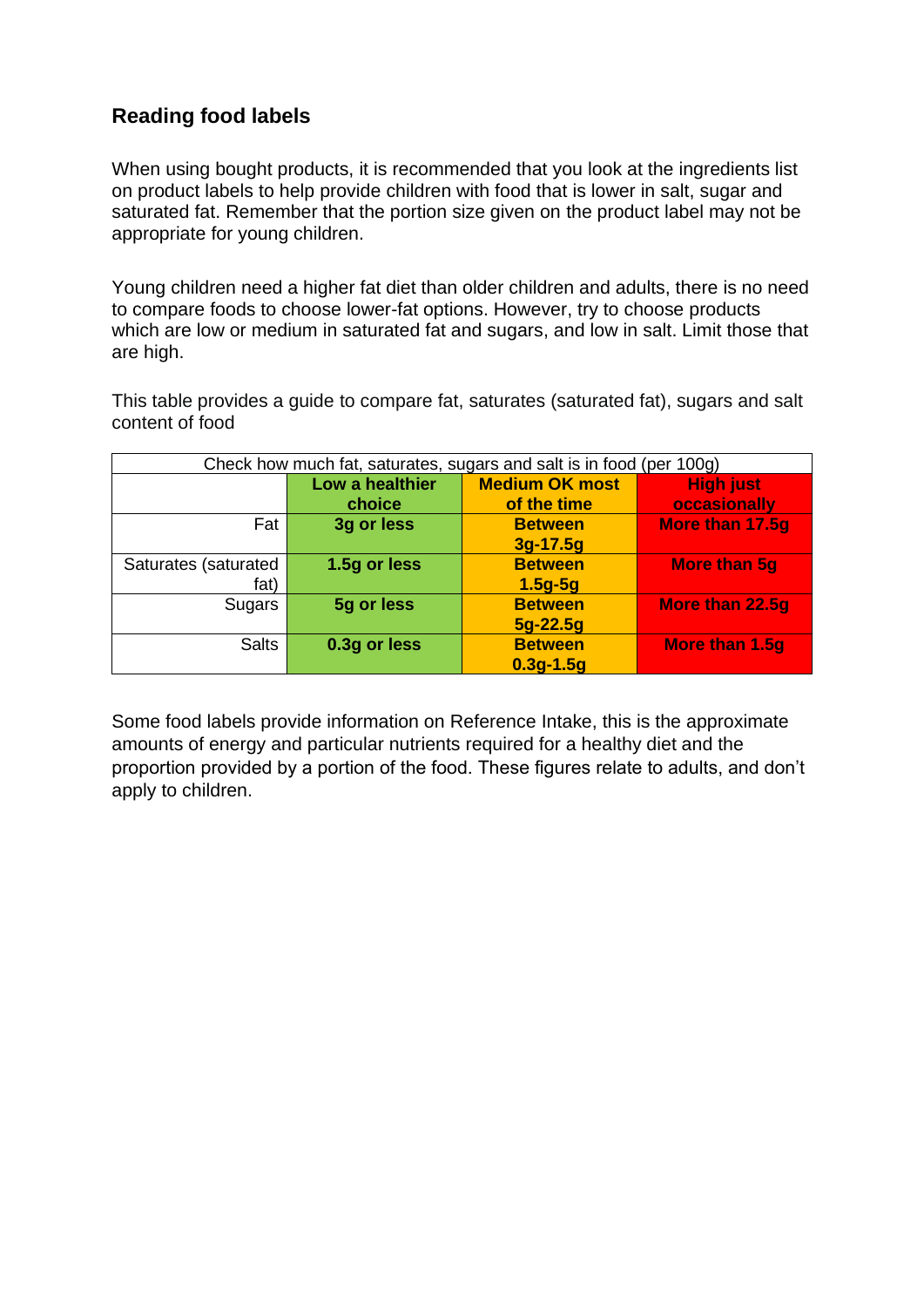## Reading food labels

When using bought products, it is recommended that you look at the ingredients list on product labels to help provide children with food that is lower in salt, sugar and saturated fat. Remember that the portion size given on the product label may not be appropriate for young children.

Young children need a higher fat diet than older children and adults, there is no need to compare foods to choose lower-fat options. However, try to choose products which are low or medium in saturated fat and sugars, and low in salt. Limit those that are high.

This table provides a guide to compare fat, saturates (saturated fat), sugars and salt content of food

| Check how much fat, saturates, sugars and salt is in food (per 100g) | | | |
|---|---|---|---|
| | **Low a healthier choice** | **Medium OK most of the time** | **High just occasionally** |
| Fat | **3g or less** | **Between 3g-17.5g** | **More than 17.5g** |
| Saturates (saturated fat) | **1.5g or less** | **Between 1.5g-5g** | **More than 5g** |
| Sugars | **5g or less** | **Between 5g-22.5g** | **More than 22.5g** |
| Salts | **0.3g or less** | **Between 0.3g-1.5g** | **More than 1.5g** |

Some food labels provide information on Reference Intake, this is the approximate amounts of energy and particular nutrients required for a healthy diet and the proportion provided by a portion of the food. These figures relate to adults, and don't apply to children.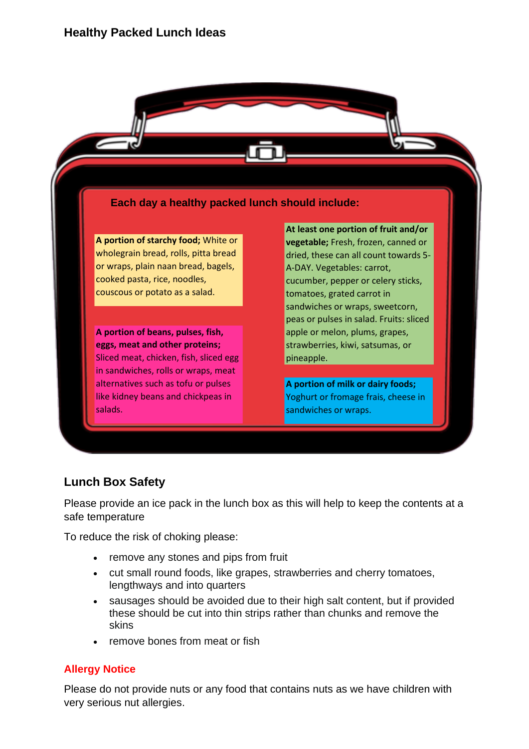## Healthy Packed Lunch Ideas

**Each day a healthy packed lunch should include:**

**A portion of starchy food;** White or wholegrain bread, rolls, pitta bread or wraps, plain naan bread, bagels, cooked pasta, rice, noodles, couscous or potato as a salad.

**A portion of beans, pulses, fish, eggs, meat and other proteins;** Sliced meat, chicken, fish, sliced egg in sandwiches, rolls or wraps, meat alternatives such as tofu or pulses like kidney beans and chickpeas in salads.

**At least one portion of fruit and/or vegetable;** Fresh, frozen, canned or dried, these can all count towards 5-A-DAY. Vegetables: carrot, cucumber, pepper or celery sticks, tomatoes, grated carrot in sandwiches or wraps, sweetcorn, peas or pulses in salad. Fruits: sliced apple or melon, plums, grapes, strawberries, kiwi, satsumas, or pineapple.

**A portion of milk or dairy foods;** Yoghurt or fromage frais, cheese in sandwiches or wraps.

## Lunch Box Safety

Please provide an ice pack in the lunch box as this will help to keep the contents at a safe temperature

To reduce the risk of choking please:

- remove any stones and pips from fruit
- cut small round foods, like grapes, strawberries and cherry tomatoes, lengthways and into quarters
- sausages should be avoided due to their high salt content, but if provided these should be cut into thin strips rather than chunks and remove the skins
- remove bones from meat or fish

### Allergy Notice

Please do not provide nuts or any food that contains nuts as we have children with very serious nut allergies.